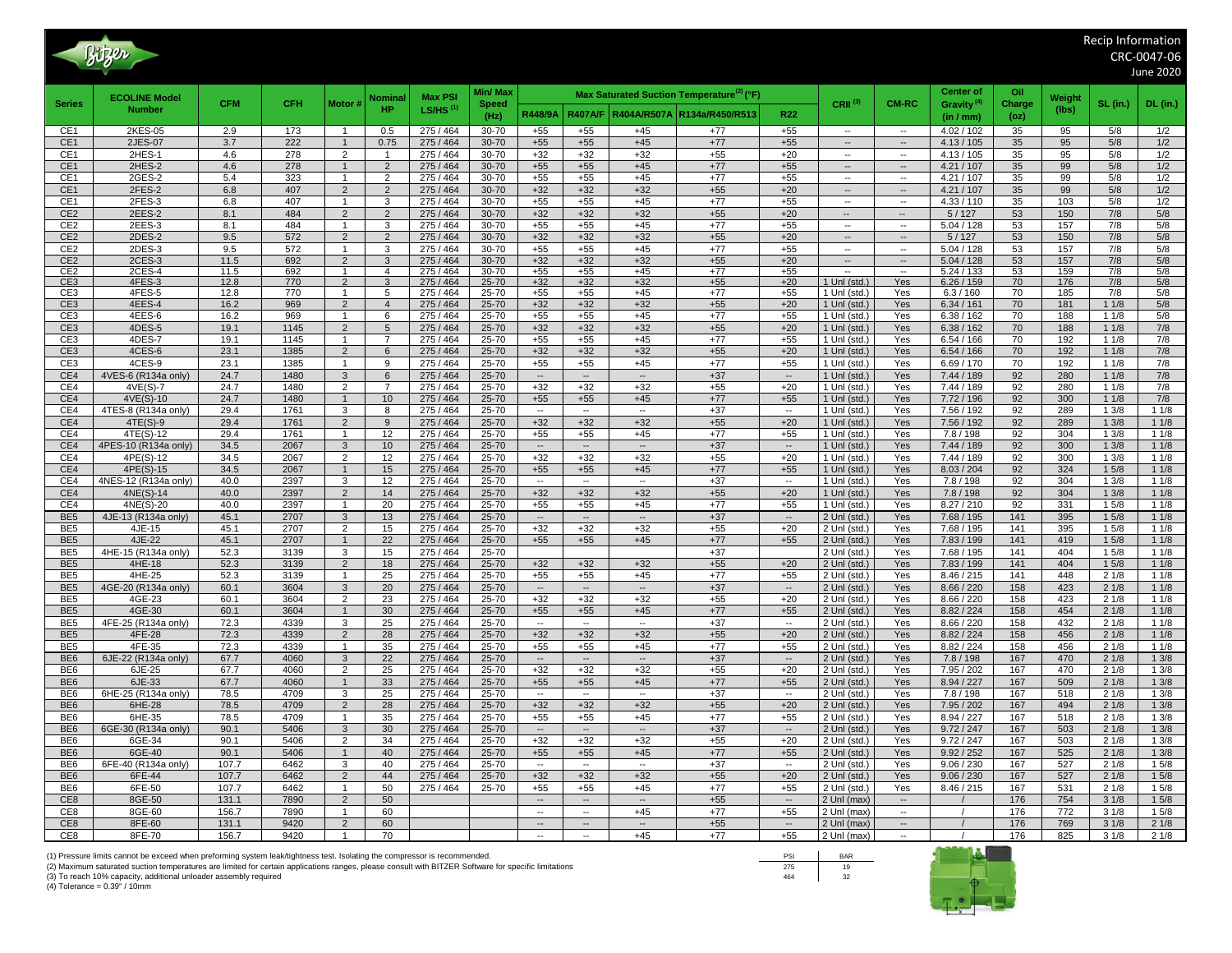Recip Information
CRC-0047-06
June 2020

| Series | ECOLINE Model Number | CFM | CFH | Motor # | Nominal HP | Max PSI LS/HS (1) | Min/ Max Speed (Hz) | Max Saturated Suction Temperature(2) (°F) | | | | | CRII (3) | CM-RC | Center of Gravity (4) (in / mm) | Oil Charge (oz) | Weight (lbs) | SL (in.) | DL (in.) |
|---|---|---|---|---|---|---|---|---|---|---|---|---|---|---|---|---|---|---|---|
| | | | | | | | | R448/9A | R407A/F | R404A/R507A | R134a/R450/R513 | R22 | | | | | | | |
| CE1 | 2KES-05 | 2.9 | 173 | 1 | 0.5 | 275 / 464 | 30-70 | +55 | +55 | +45 | +77 | +55 | -- | -- | 4.02 / 102 | 35 | 95 | 5/8 | 1/2 |
| CE1 | 2JES-07 | 3.7 | 222 | 1 | 0.75 | 275 / 464 | 30-70 | +55 | +55 | +45 | +77 | +55 | -- | -- | 4.13 / 105 | 35 | 95 | 5/8 | 1/2 |
| CE1 | 2HES-1 | 4.6 | 278 | 2 | 1 | 275 / 464 | 30-70 | +32 | +32 | +32 | +55 | +20 | -- | -- | 4.13 / 105 | 35 | 95 | 5/8 | 1/2 |
| CE1 | 2HES-2 | 4.6 | 278 | 1 | 2 | 275 / 464 | 30-70 | +55 | +55 | +45 | +77 | +55 | -- | -- | 4.21 / 107 | 35 | 99 | 5/8 | 1/2 |
| CE1 | 2GES-2 | 5.4 | 323 | 1 | 2 | 275 / 464 | 30-70 | +55 | +55 | +45 | +77 | +55 | -- | -- | 4.21 / 107 | 35 | 99 | 5/8 | 1/2 |
| CE1 | 2FES-2 | 6.8 | 407 | 2 | 2 | 275 / 464 | 30-70 | +32 | +32 | +32 | +55 | +20 | -- | -- | 4.21 / 107 | 35 | 99 | 5/8 | 1/2 |
| CE1 | 2FES-3 | 6.8 | 407 | 1 | 3 | 275 / 464 | 30-70 | +55 | +55 | +45 | +77 | +55 | -- | -- | 4.33 / 110 | 35 | 103 | 5/8 | 1/2 |
| CE2 | 2EES-2 | 8.1 | 484 | 2 | 2 | 275 / 464 | 30-70 | +32 | +32 | +32 | +55 | +20 | -- | -- | 5 / 127 | 53 | 150 | 7/8 | 5/8 |
| CE2 | 2EES-3 | 8.1 | 484 | 1 | 3 | 275 / 464 | 30-70 | +55 | +55 | +45 | +77 | +55 | -- | -- | 5.04 / 128 | 53 | 157 | 7/8 | 5/8 |
| CE2 | 2DES-2 | 9.5 | 572 | 2 | 2 | 275 / 464 | 30-70 | +32 | +32 | +32 | +55 | +20 | -- | -- | 5 / 127 | 53 | 150 | 7/8 | 5/8 |
| CE2 | 2DES-3 | 9.5 | 572 | 1 | 3 | 275 / 464 | 30-70 | +55 | +55 | +45 | +77 | +55 | -- | -- | 5.04 / 128 | 53 | 157 | 7/8 | 5/8 |
| CE2 | 2CES-3 | 11.5 | 692 | 2 | 3 | 275 / 464 | 30-70 | +32 | +32 | +32 | +55 | +20 | -- | -- | 5.04 / 128 | 53 | 157 | 7/8 | 5/8 |
| CE2 | 2CES-4 | 11.5 | 692 | 1 | 4 | 275 / 464 | 30-70 | +55 | +55 | +45 | +77 | +55 | -- | -- | 5.24 / 133 | 53 | 159 | 7/8 | 5/8 |
| CE3 | 4FES-3 | 12.8 | 770 | 2 | 3 | 275 / 464 | 25-70 | +32 | +32 | +32 | +55 | +20 | 1 Unl (std.) | Yes | 6.26 / 159 | 70 | 176 | 7/8 | 5/8 |
| CE3 | 4FES-5 | 12.8 | 770 | 1 | 5 | 275 / 464 | 25-70 | +55 | +55 | +45 | +77 | +55 | 1 Unl (std.) | Yes | 6.3 / 160 | 70 | 185 | 7/8 | 5/8 |
| CE3 | 4EES-4 | 16.2 | 969 | 2 | 4 | 275 / 464 | 25-70 | +32 | +32 | +32 | +55 | +20 | 1 Unl (std.) | Yes | 6.34 / 161 | 70 | 181 | 1 1/8 | 5/8 |
| CE3 | 4EES-6 | 16.2 | 969 | 1 | 6 | 275 / 464 | 25-70 | +55 | +55 | +45 | +77 | +55 | 1 Unl (std.) | Yes | 6.38 / 162 | 70 | 188 | 1 1/8 | 5/8 |
| CE3 | 4DES-5 | 19.1 | 1145 | 2 | 5 | 275 / 464 | 25-70 | +32 | +32 | +32 | +55 | +20 | 1 Unl (std.) | Yes | 6.38 / 162 | 70 | 188 | 1 1/8 | 7/8 |
| CE3 | 4DES-7 | 19.1 | 1145 | 1 | 7 | 275 / 464 | 25-70 | +55 | +55 | +45 | +77 | +55 | 1 Unl (std.) | Yes | 6.54 / 166 | 70 | 192 | 1 1/8 | 7/8 |
| CE3 | 4CES-6 | 23.1 | 1385 | 2 | 6 | 275 / 464 | 25-70 | +32 | +32 | +32 | +55 | +20 | 1 Unl (std.) | Yes | 6.54 / 166 | 70 | 192 | 1 1/8 | 7/8 |
| CE3 | 4CES-9 | 23.1 | 1385 | 1 | 9 | 275 / 464 | 25-70 | +55 | +55 | +45 | +77 | +55 | 1 Unl (std.) | Yes | 6.69 / 170 | 70 | 192 | 1 1/8 | 7/8 |
| CE4 | 4VES-6 (R134a only) | 24.7 | 1480 | 3 | 6 | 275 / 464 | 25-70 | -- | -- | -- | +37 | -- | 1 Unl (std.) | Yes | 7.44 / 189 | 92 | 280 | 1 1/8 | 7/8 |
| CE4 | 4VE(S)-7 | 24.7 | 1480 | 2 | 7 | 275 / 464 | 25-70 | +32 | +32 | +32 | +55 | +20 | 1 Unl (std.) | Yes | 7.44 / 189 | 92 | 280 | 1 1/8 | 7/8 |
| CE4 | 4VE(S)-10 | 24.7 | 1480 | 1 | 10 | 275 / 464 | 25-70 | +55 | +55 | +45 | +77 | +55 | 1 Unl (std.) | Yes | 7.72 / 196 | 92 | 300 | 1 1/8 | 7/8 |
| CE4 | 4TES-8 (R134a only) | 29.4 | 1761 | 3 | 8 | 275 / 464 | 25-70 | -- | -- | -- | +37 | -- | 1 Unl (std.) | Yes | 7.56 / 192 | 92 | 289 | 1 3/8 | 1 1/8 |
| CE4 | 4TE(S)-9 | 29.4 | 1761 | 2 | 9 | 275 / 464 | 25-70 | +32 | +32 | +32 | +55 | +20 | 1 Unl (std.) | Yes | 7.56 / 192 | 92 | 289 | 1 3/8 | 1 1/8 |
| CE4 | 4TE(S)-12 | 29.4 | 1761 | 1 | 12 | 275 / 464 | 25-70 | +55 | +55 | +45 | +77 | +55 | 1 Unl (std.) | Yes | 7.8 / 198 | 92 | 304 | 1 3/8 | 1 1/8 |
| CE4 | 4PES-10 (R134a only) | 34.5 | 2067 | 3 | 10 | 275 / 464 | 25-70 | -- | -- | -- | +37 | -- | 1 Unl (std.) | Yes | 7.44 / 189 | 92 | 300 | 1 3/8 | 1 1/8 |
| CE4 | 4PE(S)-12 | 34.5 | 2067 | 2 | 12 | 275 / 464 | 25-70 | +32 | +32 | +32 | +55 | +20 | 1 Unl (std.) | Yes | 7.44 / 189 | 92 | 300 | 1 3/8 | 1 1/8 |
| CE4 | 4PE(S)-15 | 34.5 | 2067 | 1 | 15 | 275 / 464 | 25-70 | +55 | +55 | +45 | +77 | +55 | 1 Unl (std.) | Yes | 8.03 / 204 | 92 | 324 | 1 5/8 | 1 1/8 |
| CE4 | 4NES-12 (R134a only) | 40.0 | 2397 | 3 | 12 | 275 / 464 | 25-70 | -- | -- | -- | +37 | -- | 1 Unl (std.) | Yes | 7.8 / 198 | 92 | 304 | 1 3/8 | 1 1/8 |
| CE4 | 4NE(S)-14 | 40.0 | 2397 | 2 | 14 | 275 / 464 | 25-70 | +32 | +32 | +32 | +55 | +20 | 1 Unl (std.) | Yes | 7.8 / 198 | 92 | 304 | 1 3/8 | 1 1/8 |
| CE4 | 4NE(S)-20 | 40.0 | 2397 | 1 | 20 | 275 / 464 | 25-70 | +55 | +55 | +45 | +77 | +55 | 1 Unl (std.) | Yes | 8.27 / 210 | 92 | 331 | 1 5/8 | 1 1/8 |
| BE5 | 4JE-13 (R134a only) | 45.1 | 2707 | 3 | 13 | 275 / 464 | 25-70 | -- | -- | -- | +37 | -- | 2 Unl (std.) | Yes | 7.68 / 195 | 141 | 395 | 1 5/8 | 1 1/8 |
| BE5 | 4JE-15 | 45.1 | 2707 | 2 | 15 | 275 / 464 | 25-70 | +32 | +32 | +32 | +55 | +20 | 2 Unl (std.) | Yes | 7.68 / 195 | 141 | 395 | 1 5/8 | 1 1/8 |
| BE5 | 4JE-22 | 45.1 | 2707 | 1 | 22 | 275 / 464 | 25-70 | +55 | +55 | +45 | +77 | +55 | 2 Unl (std.) | Yes | 7.83 / 199 | 141 | 419 | 1 5/8 | 1 1/8 |
| BE5 | 4HE-15 (R134a only) | 52.3 | 3139 | 3 | 15 | 275 / 464 | 25-70 | | | | +37 | | 2 Unl (std.) | Yes | 7.68 / 195 | 141 | 404 | 1 5/8 | 1 1/8 |
| BE5 | 4HE-18 | 52.3 | 3139 | 2 | 18 | 275 / 464 | 25-70 | +32 | +32 | +32 | +55 | +20 | 2 Unl (std.) | Yes | 7.83 / 199 | 141 | 404 | 1 5/8 | 1 1/8 |
| BE5 | 4HE-25 | 52.3 | 3139 | 1 | 25 | 275 / 464 | 25-70 | +55 | +55 | +45 | +77 | +55 | 2 Unl (std.) | Yes | 8.46 / 215 | 141 | 448 | 2 1/8 | 1 1/8 |
| BE5 | 4GE-20 (R134a only) | 60.1 | 3604 | 3 | 20 | 275 / 464 | 25-70 | -- | -- | -- | +37 | -- | 2 Unl (std.) | Yes | 8.66 / 220 | 158 | 423 | 2 1/8 | 1 1/8 |
| BE5 | 4GE-23 | 60.1 | 3604 | 2 | 23 | 275 / 464 | 25-70 | +32 | +32 | +32 | +55 | +20 | 2 Unl (std.) | Yes | 8.66 / 220 | 158 | 423 | 2 1/8 | 1 1/8 |
| BE5 | 4GE-30 | 60.1 | 3604 | 1 | 30 | 275 / 464 | 25-70 | +55 | +55 | +45 | +77 | +55 | 2 Unl (std.) | Yes | 8.82 / 224 | 158 | 454 | 2 1/8 | 1 1/8 |
| BE5 | 4FE-25 (R134a only) | 72.3 | 4339 | 3 | 25 | 275 / 464 | 25-70 | -- | -- | -- | +37 | -- | 2 Unl (std.) | Yes | 8.66 / 220 | 158 | 432 | 2 1/8 | 1 1/8 |
| BE5 | 4FE-28 | 72.3 | 4339 | 2 | 28 | 275 / 464 | 25-70 | +32 | +32 | +32 | +55 | +20 | 2 Unl (std.) | Yes | 8.82 / 224 | 158 | 456 | 2 1/8 | 1 1/8 |
| BE5 | 4FE-35 | 72.3 | 4339 | 1 | 35 | 275 / 464 | 25-70 | +55 | +55 | +45 | +77 | +55 | 2 Unl (std.) | Yes | 8.82 / 224 | 158 | 456 | 2 1/8 | 1 1/8 |
| BE6 | 6JE-22 (R134a only) | 67.7 | 4060 | 3 | 22 | 275 / 464 | 25-70 | -- | -- | -- | +37 | -- | 2 Unl (std.) | Yes | 7.8 / 198 | 167 | 470 | 2 1/8 | 1 3/8 |
| BE6 | 6JE-25 | 67.7 | 4060 | 2 | 25 | 275 / 464 | 25-70 | +32 | +32 | +32 | +55 | +20 | 2 Unl (std.) | Yes | 7.95 / 202 | 167 | 470 | 2 1/8 | 1 3/8 |
| BE6 | 6JE-33 | 67.7 | 4060 | 1 | 33 | 275 / 464 | 25-70 | +55 | +55 | +45 | +77 | +55 | 2 Unl (std.) | Yes | 8.94 / 227 | 167 | 509 | 2 1/8 | 1 3/8 |
| BE6 | 6HE-25 (R134a only) | 78.5 | 4709 | 3 | 25 | 275 / 464 | 25-70 | -- | -- | -- | +37 | -- | 2 Unl (std.) | Yes | 7.8 / 198 | 167 | 518 | 2 1/8 | 1 3/8 |
| BE6 | 6HE-28 | 78.5 | 4709 | 2 | 28 | 275 / 464 | 25-70 | +32 | +32 | +32 | +55 | +20 | 2 Unl (std.) | Yes | 7.95 / 202 | 167 | 494 | 2 1/8 | 1 3/8 |
| BE6 | 6HE-35 | 78.5 | 4709 | 1 | 35 | 275 / 464 | 25-70 | +55 | +55 | +45 | +77 | +55 | 2 Unl (std.) | Yes | 8.94 / 227 | 167 | 518 | 2 1/8 | 1 3/8 |
| BE6 | 6GE-30 (R134a only) | 90.1 | 5406 | 3 | 30 | 275 / 464 | 25-70 | -- | -- | -- | +37 | -- | 2 Unl (std.) | Yes | 9.72 / 247 | 167 | 503 | 2 1/8 | 1 3/8 |
| BE6 | 6GE-34 | 90.1 | 5406 | 2 | 34 | 275 / 464 | 25-70 | +32 | +32 | +32 | +55 | +20 | 2 Unl (std.) | Yes | 9.72 / 247 | 167 | 503 | 2 1/8 | 1 3/8 |
| BE6 | 6GE-40 | 90.1 | 5406 | 1 | 40 | 275 / 464 | 25-70 | +55 | +55 | +45 | +77 | +55 | 2 Unl (std.) | Yes | 9.92 / 252 | 167 | 525 | 2 1/8 | 1 3/8 |
| BE6 | 6FE-40 (R134a only) | 107.7 | 6462 | 3 | 40 | 275 / 464 | 25-70 | -- | -- | -- | +37 | -- | 2 Unl (std.) | Yes | 9.06 / 230 | 167 | 527 | 2 1/8 | 1 5/8 |
| BE6 | 6FE-44 | 107.7 | 6462 | 2 | 44 | 275 / 464 | 25-70 | +32 | +32 | +32 | +55 | +20 | 2 Unl (std.) | Yes | 9.06 / 230 | 167 | 527 | 2 1/8 | 1 5/8 |
| BE6 | 6FE-50 | 107.7 | 6462 | 1 | 50 | 275 / 464 | 25-70 | +55 | +55 | +45 | +77 | +55 | 2 Unl (std.) | Yes | 8.46 / 215 | 167 | 531 | 2 1/8 | 1 5/8 |
| CE8 | 8GE-50 | 131.1 | 7890 | 2 | 50 | | | -- | -- | -- | +55 | -- | 2 Unl (max) | -- | / | 176 | 754 | 3 1/8 | 1 5/8 |
| CE8 | 8GE-60 | 156.7 | 7890 | 1 | 60 | | | -- | -- | +45 | +77 | +55 | 2 Unl (max) | -- | / | 176 | 772 | 3 1/8 | 1 5/8 |
| CE8 | 8FE-60 | 131.1 | 9420 | 2 | 60 | | | -- | -- | -- | +55 | -- | 2 Unl (max) | -- | / | 176 | 769 | 3 1/8 | 2 1/8 |
| CE8 | 8FE-70 | 156.7 | 9420 | 1 | 70 | | | -- | -- | +45 | +77 | +55 | 2 Unl (max) | -- | / | 176 | 825 | 3 1/8 | 2 1/8 |

(1) Pressure limits cannot be exceed when preforming system leak/tightness test. Isolating the compressor is recommended.
(2) Maximum saturated suction temperatures are limited for certain applications ranges, please consult with BITZER Software for specific limitations
(3) To reach 10% capacity, additional unloader assembly required
(4) Tolerance = 0.39" / 10mm

| PSI | BAR |
|---|---|
| 275 | 19 |
| 464 | 32 |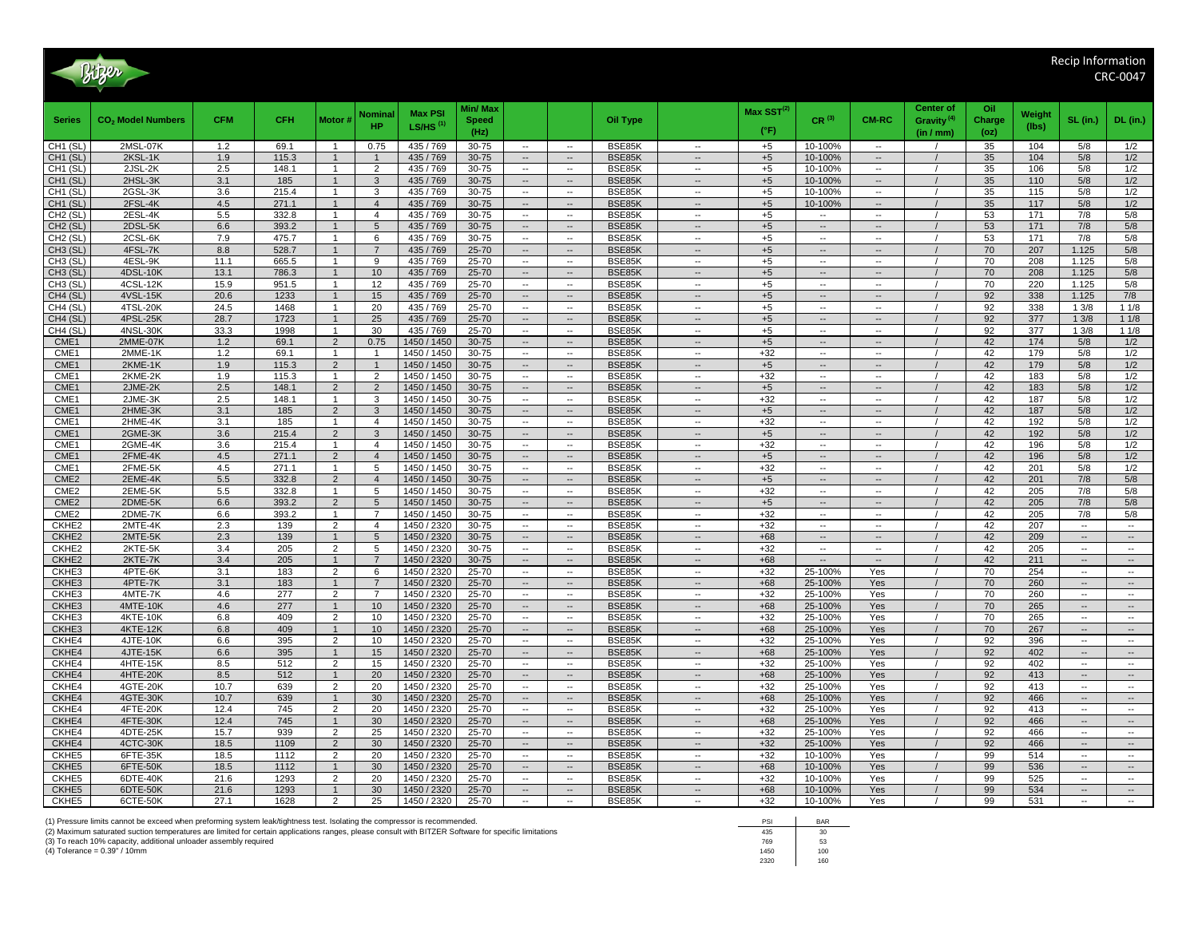Recip Information
CRC-0047

| Series | $CO_2$ Model Numbers | CFM | CFH | Motor # | Nominal HP | Max PSI LS/HS [(1)] | Min/ Max Speed (Hz) | | | Oil Type | | Max SST[(2)] (°F) | CR [(3)] | CM-RC | Center of Gravity [(4)] (in / mm) | Oil Charge (oz) | Weight (lbs) | SL (in.) | DL (in.) |
|---|---|---|---|---|---|---|---|---|---|---|---|---|---|---|---|---|---|---|---|
| CH1 (SL) | 2MSL-07K | 1.2 | 69.1 | 1 | 0.75 | 435 / 769 | 30-75 | -- | -- | BSE85K | -- | +5 | 10-100% | -- | / | 35 | 104 | 5/8 | 1/2 |
| CH1 (SL) | 2KSL-1K | 1.9 | 115.3 | 1 | 1 | 435 / 769 | 30-75 | -- | -- | BSE85K | -- | +5 | 10-100% | -- | / | 35 | 104 | 5/8 | 1/2 |
| CH1 (SL) | 2JSL-2K | 2.5 | 148.1 | 1 | 2 | 435 / 769 | 30-75 | -- | -- | BSE85K | -- | +5 | 10-100% | -- | / | 35 | 106 | 5/8 | 1/2 |
| CH1 (SL) | 2HSL-3K | 3.1 | 185 | 1 | 3 | 435 / 769 | 30-75 | -- | -- | BSE85K | -- | +5 | 10-100% | -- | / | 35 | 110 | 5/8 | 1/2 |
| CH1 (SL) | 2GSL-3K | 3.6 | 215.4 | 1 | 3 | 435 / 769 | 30-75 | -- | -- | BSE85K | -- | +5 | 10-100% | -- | / | 35 | 115 | 5/8 | 1/2 |
| CH1 (SL) | 2FSL-4K | 4.5 | 271.1 | 1 | 4 | 435 / 769 | 30-75 | -- | -- | BSE85K | -- | +5 | 10-100% | -- | / | 35 | 117 | 5/8 | 1/2 |
| CH2 (SL) | 2ESL-4K | 5.5 | 332.8 | 1 | 4 | 435 / 769 | 30-75 | -- | -- | BSE85K | -- | +5 | -- | -- | / | 53 | 171 | 7/8 | 5/8 |
| CH2 (SL) | 2DSL-5K | 6.6 | 393.2 | 1 | 5 | 435 / 769 | 30-75 | -- | -- | BSE85K | -- | +5 | -- | -- | / | 53 | 171 | 7/8 | 5/8 |
| CH2 (SL) | 2CSL-6K | 7.9 | 475.7 | 1 | 6 | 435 / 769 | 30-75 | -- | -- | BSE85K | -- | +5 | -- | -- | / | 53 | 171 | 7/8 | 5/8 |
| CH3 (SL) | 4FSL-7K | 8.8 | 528.7 | 1 | 7 | 435 / 769 | 25-70 | -- | -- | BSE85K | -- | +5 | -- | -- | / | 70 | 207 | 1.125 | 5/8 |
| CH3 (SL) | 4ESL-9K | 11.1 | 665.5 | 1 | 9 | 435 / 769 | 25-70 | -- | -- | BSE85K | -- | +5 | -- | -- | / | 70 | 208 | 1.125 | 5/8 |
| CH3 (SL) | 4DSL-10K | 13.1 | 786.3 | 1 | 10 | 435 / 769 | 25-70 | -- | -- | BSE85K | -- | +5 | -- | -- | / | 70 | 208 | 1.125 | 5/8 |
| CH3 (SL) | 4CSL-12K | 15.9 | 951.5 | 1 | 12 | 435 / 769 | 25-70 | -- | -- | BSE85K | -- | +5 | -- | -- | / | 70 | 220 | 1.125 | 5/8 |
| CH4 (SL) | 4VSL-15K | 20.6 | 1233 | 1 | 15 | 435 / 769 | 25-70 | -- | -- | BSE85K | -- | +5 | -- | -- | / | 92 | 338 | 1.125 | 7/8 |
| CH4 (SL) | 4TSL-20K | 24.5 | 1468 | 1 | 20 | 435 / 769 | 25-70 | -- | -- | BSE85K | -- | +5 | -- | -- | / | 92 | 338 | 1 3/8 | 1 1/8 |
| CH4 (SL) | 4PSL-25K | 28.7 | 1723 | 1 | 25 | 435 / 769 | 25-70 | -- | -- | BSE85K | -- | +5 | -- | -- | / | 92 | 377 | 1 3/8 | 1 1/8 |
| CH4 (SL) | 4NSL-30K | 33.3 | 1998 | 1 | 30 | 435 / 769 | 25-70 | -- | -- | BSE85K | -- | +5 | -- | -- | / | 92 | 377 | 1 3/8 | 1 1/8 |
| CME1 | 2MME-07K | 1.2 | 69.1 | 2 | 0.75 | 1450 / 1450 | 30-75 | -- | -- | BSE85K | -- | +5 | -- | -- | / | 42 | 174 | 5/8 | 1/2 |
| CME1 | 2MME-1K | 1.2 | 69.1 | 1 | 1 | 1450 / 1450 | 30-75 | -- | -- | BSE85K | -- | +32 | -- | -- | / | 42 | 179 | 5/8 | 1/2 |
| CME1 | 2KME-1K | 1.9 | 115.3 | 2 | 1 | 1450 / 1450 | 30-75 | -- | -- | BSE85K | -- | +5 | -- | -- | / | 42 | 179 | 5/8 | 1/2 |
| CME1 | 2KME-2K | 1.9 | 115.3 | 1 | 2 | 1450 / 1450 | 30-75 | -- | -- | BSE85K | -- | +32 | -- | -- | / | 42 | 183 | 5/8 | 1/2 |
| CME1 | 2JME-2K | 2.5 | 148.1 | 2 | 2 | 1450 / 1450 | 30-75 | -- | -- | BSE85K | -- | +5 | -- | -- | / | 42 | 183 | 5/8 | 1/2 |
| CME1 | 2JME-3K | 2.5 | 148.1 | 1 | 3 | 1450 / 1450 | 30-75 | -- | -- | BSE85K | -- | +32 | -- | -- | / | 42 | 187 | 5/8 | 1/2 |
| CME1 | 2HME-3K | 3.1 | 185 | 2 | 3 | 1450 / 1450 | 30-75 | -- | -- | BSE85K | -- | +5 | -- | -- | / | 42 | 187 | 5/8 | 1/2 |
| CME1 | 2HME-4K | 3.1 | 185 | 1 | 4 | 1450 / 1450 | 30-75 | -- | -- | BSE85K | -- | +32 | -- | -- | / | 42 | 192 | 5/8 | 1/2 |
| CME1 | 2GME-3K | 3.6 | 215.4 | 2 | 3 | 1450 / 1450 | 30-75 | -- | -- | BSE85K | -- | +5 | -- | -- | / | 42 | 192 | 5/8 | 1/2 |
| CME1 | 2GME-4K | 3.6 | 215.4 | 1 | 4 | 1450 / 1450 | 30-75 | -- | -- | BSE85K | -- | +32 | -- | -- | / | 42 | 196 | 5/8 | 1/2 |
| CME1 | 2FME-4K | 4.5 | 271.1 | 2 | 4 | 1450 / 1450 | 30-75 | -- | -- | BSE85K | -- | +5 | -- | -- | / | 42 | 196 | 5/8 | 1/2 |
| CME1 | 2FME-5K | 4.5 | 271.1 | 1 | 5 | 1450 / 1450 | 30-75 | -- | -- | BSE85K | -- | +32 | -- | -- | / | 42 | 201 | 5/8 | 1/2 |
| CME2 | 2EME-4K | 5.5 | 332.8 | 2 | 4 | 1450 / 1450 | 30-75 | -- | -- | BSE85K | -- | +5 | -- | -- | / | 42 | 201 | 7/8 | 5/8 |
| CME2 | 2EME-5K | 5.5 | 332.8 | 1 | 5 | 1450 / 1450 | 30-75 | -- | -- | BSE85K | -- | +32 | -- | -- | / | 42 | 205 | 7/8 | 5/8 |
| CME2 | 2DME-5K | 6.6 | 393.2 | 2 | 5 | 1450 / 1450 | 30-75 | -- | -- | BSE85K | -- | +5 | -- | -- | / | 42 | 205 | 7/8 | 5/8 |
| CME2 | 2DME-7K | 6.6 | 393.2 | 1 | 7 | 1450 / 1450 | 30-75 | -- | -- | BSE85K | -- | +32 | -- | -- | / | 42 | 205 | 7/8 | 5/8 |
| CKHE2 | 2MTE-4K | 2.3 | 139 | 2 | 4 | 1450 / 2320 | 30-75 | -- | -- | BSE85K | -- | +32 | -- | -- | / | 42 | 207 | -- | -- |
| CKHE2 | 2MTE-5K | 2.3 | 139 | 1 | 5 | 1450 / 2320 | 30-75 | -- | -- | BSE85K | -- | +68 | -- | -- | / | 42 | 209 | -- | -- |
| CKHE2 | 2KTE-5K | 3.4 | 205 | 2 | 5 | 1450 / 2320 | 30-75 | -- | -- | BSE85K | -- | +32 | -- | -- | / | 42 | 205 | -- | -- |
| CKHE2 | 2KTE-7K | 3.4 | 205 | 1 | 7 | 1450 / 2320 | 30-75 | -- | -- | BSE85K | -- | +68 | -- | -- | / | 42 | 211 | -- | -- |
| CKHE3 | 4PTE-6K | 3.1 | 183 | 2 | 6 | 1450 / 2320 | 25-70 | -- | -- | BSE85K | -- | +32 | 25-100% | Yes | / | 70 | 254 | -- | -- |
| CKHE3 | 4PTE-7K | 3.1 | 183 | 1 | 7 | 1450 / 2320 | 25-70 | -- | -- | BSE85K | -- | +68 | 25-100% | Yes | / | 70 | 260 | -- | -- |
| CKHE3 | 4MTE-7K | 4.6 | 277 | 2 | 7 | 1450 / 2320 | 25-70 | -- | -- | BSE85K | -- | +32 | 25-100% | Yes | / | 70 | 260 | -- | -- |
| CKHE3 | 4MTE-10K | 4.6 | 277 | 1 | 10 | 1450 / 2320 | 25-70 | -- | -- | BSE85K | -- | +68 | 25-100% | Yes | / | 70 | 265 | -- | -- |
| CKHE3 | 4KTE-10K | 6.8 | 409 | 2 | 10 | 1450 / 2320 | 25-70 | -- | -- | BSE85K | -- | +32 | 25-100% | Yes | / | 70 | 265 | -- | -- |
| CKHE3 | 4KTE-12K | 6.8 | 409 | 1 | 10 | 1450 / 2320 | 25-70 | -- | -- | BSE85K | -- | +68 | 25-100% | Yes | / | 70 | 267 | -- | -- |
| CKHE4 | 4JTE-10K | 6.6 | 395 | 2 | 10 | 1450 / 2320 | 25-70 | -- | -- | BSE85K | -- | +32 | 25-100% | Yes | / | 92 | 396 | -- | -- |
| CKHE4 | 4JTE-15K | 6.6 | 395 | 1 | 15 | 1450 / 2320 | 25-70 | -- | -- | BSE85K | -- | +68 | 25-100% | Yes | / | 92 | 402 | -- | -- |
| CKHE4 | 4HTE-15K | 8.5 | 512 | 2 | 15 | 1450 / 2320 | 25-70 | -- | -- | BSE85K | -- | +32 | 25-100% | Yes | / | 92 | 402 | -- | -- |
| CKHE4 | 4HTE-20K | 8.5 | 512 | 1 | 20 | 1450 / 2320 | 25-70 | -- | -- | BSE85K | -- | +68 | 25-100% | Yes | / | 92 | 413 | -- | -- |
| CKHE4 | 4GTE-20K | 10.7 | 639 | 2 | 20 | 1450 / 2320 | 25-70 | -- | -- | BSE85K | -- | +32 | 25-100% | Yes | / | 92 | 413 | -- | -- |
| CKHE4 | 4GTE-30K | 10.7 | 639 | 1 | 30 | 1450 / 2320 | 25-70 | -- | -- | BSE85K | -- | +68 | 25-100% | Yes | / | 92 | 466 | -- | -- |
| CKHE4 | 4FTE-20K | 12.4 | 745 | 2 | 20 | 1450 / 2320 | 25-70 | -- | -- | BSE85K | -- | +32 | 25-100% | Yes | / | 92 | 413 | -- | -- |
| CKHE4 | 4FTE-30K | 12.4 | 745 | 1 | 30 | 1450 / 2320 | 25-70 | -- | -- | BSE85K | -- | +68 | 25-100% | Yes | / | 92 | 466 | -- | -- |
| CKHE4 | 4DTE-25K | 15.7 | 939 | 2 | 25 | 1450 / 2320 | 25-70 | -- | -- | BSE85K | -- | +32 | 25-100% | Yes | / | 92 | 466 | -- | -- |
| CKHE4 | 4CTC-30K | 18.5 | 1109 | 2 | 30 | 1450 / 2320 | 25-70 | -- | -- | BSE85K | -- | +32 | 25-100% | Yes | / | 92 | 466 | -- | -- |
| CKHE5 | 6FTE-35K | 18.5 | 1112 | 2 | 20 | 1450 / 2320 | 25-70 | -- | -- | BSE85K | -- | +32 | 10-100% | Yes | / | 99 | 514 | -- | -- |
| CKHE5 | 6FTE-50K | 18.5 | 1112 | 1 | 30 | 1450 / 2320 | 25-70 | -- | -- | BSE85K | -- | +68 | 10-100% | Yes | / | 99 | 536 | -- | -- |
| CKHE5 | 6DTE-40K | 21.6 | 1293 | 2 | 20 | 1450 / 2320 | 25-70 | -- | -- | BSE85K | -- | +32 | 10-100% | Yes | / | 99 | 525 | -- | -- |
| CKHE5 | 6DTE-50K | 21.6 | 1293 | 1 | 30 | 1450 / 2320 | 25-70 | -- | -- | BSE85K | -- | +68 | 10-100% | Yes | / | 99 | 534 | -- | -- |
| CKHE5 | 6CTE-50K | 27.1 | 1628 | 2 | 25 | 1450 / 2320 | 25-70 | -- | -- | BSE85K | -- | +32 | 10-100% | Yes | / | 99 | 531 | -- | -- |

(1) Pressure limits cannot be exceed when preforming system leak/tightness test. Isolating the compressor is recommended.
(2) Maximum saturated suction temperatures are limited for certain applications ranges, please consult with BITZER Software for specific limitations
(3) To reach 10% capacity, additional unloader assembly required
(4) Tolerance = 0.39" / 10mm

| PSI | BAR |
|---|---|
| 435 | 30 |
| 769 | 53 |
| 1450 | 100 |
| 2320 | 160 |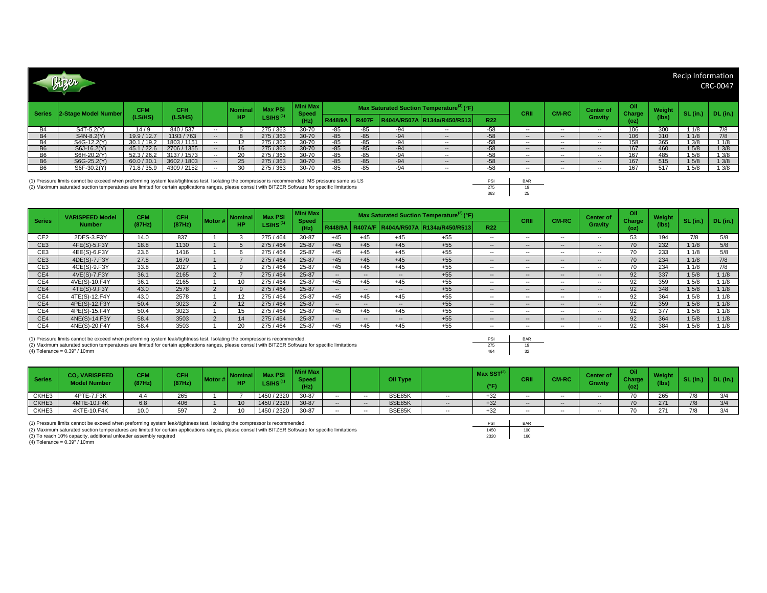Recip Information

CRC-0047

| Series | 2-Stage Model Number | CFM (LS/HS) | CFH (LS/HS) | | Nominal HP | Max PSI LS/HS (1) | Min/ Max Speed (Hz) | Max Saturated Suction Temperature(2) (°F) | | | | | CRII | CM-RC | Center of Gravity | Oil Charge (oz) | Weight (lbs) | SL (in.) | DL (in.) |
|---|---|---|---|---|---|---|---|---|---|---|---|---|---|---|---|---|---|---|---|
| | | | | | | | | R448/9A | R407F | R404A/R507A | R134a/R450/R513 | R22 | | | | | | | |
| B4 | S4T-5.2(Y) | 14 / 9 | 840 / 537 | -- | 5 | 275 / 363 | 30-70 | -85 | -85 | -94 | -- | -58 | -- | -- | -- | 106 | 300 | 1 1/8 | 7/8 |
| B4 | S4N-8.2(Y) | 19.9 / 12.7 | 1193 / 763 | -- | 8 | 275 / 363 | 30-70 | -85 | -85 | -94 | -- | -58 | -- | -- | -- | 106 | 310 | 1 1/8 | 7/8 |
| B4 | S4G-12.2(Y) | 30.1 / 19.2 | 1803 / 1151 | -- | 12 | 275 / 363 | 30-70 | -85 | -85 | -94 | -- | -58 | -- | -- | -- | 158 | 365 | 1 3/8 | 1 1/8 |
| B6 | S6J-16.2(Y) | 45.1 / 22.6 | 2706 / 1355 | -- | 16 | 275 / 363 | 30-70 | -85 | -85 | -94 | -- | -58 | -- | -- | -- | 167 | 460 | 1 5/8 | 1 3/8 |
| B6 | S6H-20.2(Y) | 52.3 / 26.2 | 3137 / 1573 | -- | 20 | 275 / 363 | 30-70 | -85 | -85 | -94 | -- | -58 | -- | -- | -- | 167 | 485 | 1 5/8 | 1 3/8 |
| B6 | S6G-25.2(Y) | 60.0 / 30.1 | 3602 / 1803 | -- | 25 | 275 / 363 | 30-70 | -85 | -85 | -94 | -- | -58 | -- | -- | -- | 167 | 515 | 1 5/8 | 1 3/8 |
| B6 | S6F-30.2(Y) | 71.8 / 35.9 | 4309 / 2152 | -- | 30 | 275 / 363 | 30-70 | -85 | -85 | -94 | -- | -58 | -- | -- | -- | 167 | 517 | 1 5/8 | 1 3/8 |

(1) Pressure limits cannot be exceed when preforming system leak/tightness test. Isolating the compressor is recommended. MS pressure same as LS
(2) Maximum saturated suction temperatures are limited for certain applications ranges, please consult with BITZER Software for specific limitations

| PSI | BAR |
|---|---|
| 275 | 19 |
| 363 | 25 |

| Series | VARISPEED Model Number | CFM (87Hz) | CFH (87Hz) | Motor # | Nominal HP | Max PSI LS/HS (1) | Min/ Max Speed (Hz) | Max Saturated Suction Temperature(2) (°F) | | | | | CRII | CM-RC | Center of Gravity | Oil Charge (oz) | Weight (lbs) | SL (in.) | DL (in.) |
|---|---|---|---|---|---|---|---|---|---|---|---|---|---|---|---|---|---|---|---|
| | | | | | | | | R448/9A | R407A/F | R404A/R507A | R134a/R450/R513 | R22 | | | | | | | |
| CE2 | 2DES-3.F3Y | 14.0 | 837 | 1 | 3 | 275 / 464 | 30-87 | +45 | +45 | +45 | +55 | -- | -- | -- | -- | 53 | 194 | 7/8 | 5/8 |
| CE3 | 4FE(S)-5.F3Y | 18.8 | 1130 | 1 | 5 | 275 / 464 | 25-87 | +45 | +45 | +45 | +55 | -- | -- | -- | -- | 70 | 232 | 1 1/8 | 5/8 |
| CE3 | 4EE(S)-6.F3Y | 23.6 | 1416 | 1 | 6 | 275 / 464 | 25-87 | +45 | +45 | +45 | +55 | -- | -- | -- | -- | 70 | 233 | 1 1/8 | 5/8 |
| CE3 | 4DE(S)-7.F3Y | 27.8 | 1670 | 1 | 7 | 275 / 464 | 25-87 | +45 | +45 | +45 | +55 | -- | -- | -- | -- | 70 | 234 | 1 1/8 | 7/8 |
| CE3 | 4CE(S)-9.F3Y | 33.8 | 2027 | 1 | 9 | 275 / 464 | 25-87 | +45 | +45 | +45 | +55 | -- | -- | -- | -- | 70 | 234 | 1 1/8 | 7/8 |
| CE4 | 4VE(S)-7.F3Y | 36.1 | 2165 | 2 | 7 | 275 / 464 | 25-87 | -- | -- | -- | +55 | -- | -- | -- | -- | 92 | 337 | 1 5/8 | 1 1/8 |
| CE4 | 4VE(S)-10.F4Y | 36.1 | 2165 | 1 | 10 | 275 / 464 | 25-87 | +45 | +45 | +45 | +55 | -- | -- | -- | -- | 92 | 359 | 1 5/8 | 1 1/8 |
| CE4 | 4TE(S)-9,F3Y | 43.0 | 2578 | 2 | 9 | 275 / 464 | 25-87 | -- | -- | -- | +55 | -- | -- | -- | -- | 92 | 348 | 1 5/8 | 1 1/8 |
| CE4 | 4TE(S)-12.F4Y | 43.0 | 2578 | 1 | 12 | 275 / 464 | 25-87 | +45 | +45 | +45 | +55 | -- | -- | -- | -- | 92 | 364 | 1 5/8 | 1 1/8 |
| CE4 | 4PE(S)-12.F3Y | 50.4 | 3023 | 2 | 12 | 275 / 464 | 25-87 | -- | -- | -- | +55 | -- | -- | -- | -- | 92 | 359 | 1 5/8 | 1 1/8 |
| CE4 | 4PE(S)-15.F4Y | 50.4 | 3023 | 1 | 15 | 275 / 464 | 25-87 | +45 | +45 | +45 | +55 | -- | -- | -- | -- | 92 | 377 | 1 5/8 | 1 1/8 |
| CE4 | 4NE(S)-14.F3Y | 58.4 | 3503 | 2 | 14 | 275 / 464 | 25-87 | -- | -- | -- | +55 | -- | -- | -- | -- | 92 | 364 | 1 5/8 | 1 1/8 |
| CE4 | 4NE(S)-20.F4Y | 58.4 | 3503 | 1 | 20 | 275 / 464 | 25-87 | +45 | +45 | +45 | +55 | -- | -- | -- | -- | 92 | 384 | 1 5/8 | 1 1/8 |

(1) Pressure limits cannot be exceed when preforming system leak/tightness test. Isolating the compressor is recommended.
(2) Maximum saturated suction temperatures are limited for certain applications ranges, please consult with BITZER Software for specific limitations
(4) Tolerance = 0.39" / 10mm

| PSI | BAR |
|---|---|
| 275 | 19 |
| 464 | 32 |

| Series | $CO_2$ VARISPEED Model Number | CFM (87Hz) | CFH (87Hz) | Motor # | Nominal HP | Max PSI LS/HS (1) | Min/ Max Speed (Hz) | | | Oil Type | | Max SST(2) (°F) | CRII | CM-RC | Center of Gravity | Oil Charge (oz) | Weight (lbs) | SL (in.) | DL (in.) |
|---|---|---|---|---|---|---|---|---|---|---|---|---|---|---|---|---|---|---|---|
| CKHE3 | 4PTE-7.F3K | 4.4 | 265 | 1 | 7 | 1450 / 2320 | 30-87 | -- | -- | BSE85K | -- | +32 | -- | -- | -- | 70 | 265 | 7/8 | 3/4 |
| CKHE3 | 4MTE-10.F4K | 6.8 | 406 | 1 | 10 | 1450 / 2320 | 30-87 | -- | -- | BSE85K | -- | +32 | -- | -- | -- | 70 | 271 | 7/8 | 3/4 |
| CKHE3 | 4KTE-10.F4K | 10.0 | 597 | 2 | 10 | 1450 / 2320 | 30-87 | -- | -- | BSE85K | -- | +32 | -- | -- | -- | 70 | 271 | 7/8 | 3/4 |

(1) Pressure limits cannot be exceed when preforming system leak/tightness test. Isolating the compressor is recommended.
(2) Maximum saturated suction temperatures are limited for certain applications ranges, please consult with BITZER Software for specific limitations
(3) To reach 10% capacity, additional unloader assembly required
(4) Tolerance = 0.39" / 10mm

| PSI | BAR |
|---|---|
| 1450 | 100 |
| 2320 | 160 |